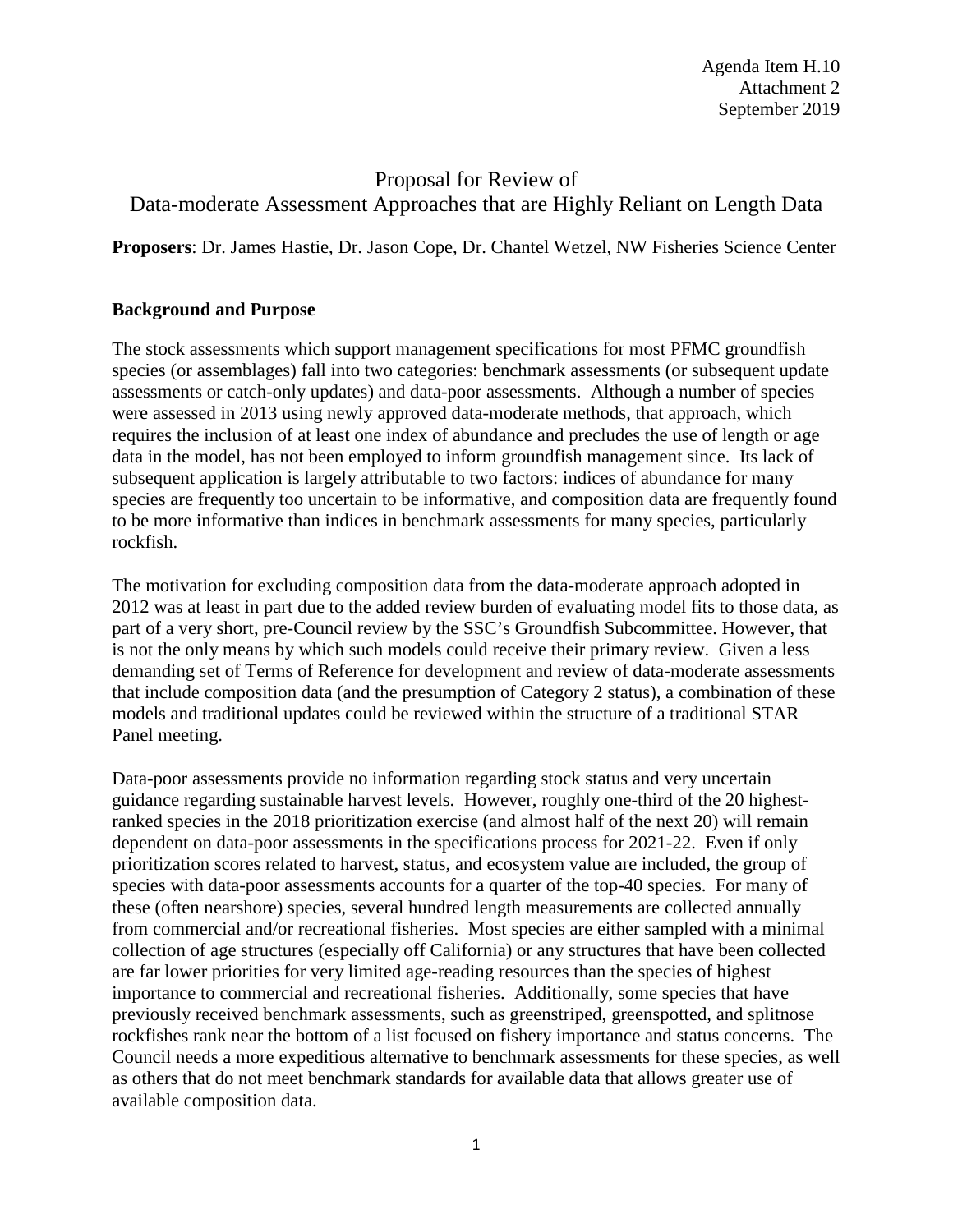Agenda Item H.10
Attachment 2
September 2019

# Proposal for Review of Data-moderate Assessment Approaches that are Highly Reliant on Length Data

**Proposers**: Dr. James Hastie, Dr. Jason Cope, Dr. Chantel Wetzel, NW Fisheries Science Center

## Background and Purpose

The stock assessments which support management specifications for most PFMC groundfish species (or assemblages) fall into two categories: benchmark assessments (or subsequent update assessments or catch-only updates) and data-poor assessments. Although a number of species were assessed in 2013 using newly approved data-moderate methods, that approach, which requires the inclusion of at least one index of abundance and precludes the use of length or age data in the model, has not been employed to inform groundfish management since. Its lack of subsequent application is largely attributable to two factors: indices of abundance for many species are frequently too uncertain to be informative, and composition data are frequently found to be more informative than indices in benchmark assessments for many species, particularly rockfish.

The motivation for excluding composition data from the data-moderate approach adopted in 2012 was at least in part due to the added review burden of evaluating model fits to those data, as part of a very short, pre-Council review by the SSC's Groundfish Subcommittee. However, that is not the only means by which such models could receive their primary review. Given a less demanding set of Terms of Reference for development and review of data-moderate assessments that include composition data (and the presumption of Category 2 status), a combination of these models and traditional updates could be reviewed within the structure of a traditional STAR Panel meeting.

Data-poor assessments provide no information regarding stock status and very uncertain guidance regarding sustainable harvest levels. However, roughly one-third of the 20 highest-ranked species in the 2018 prioritization exercise (and almost half of the next 20) will remain dependent on data-poor assessments in the specifications process for 2021-22. Even if only prioritization scores related to harvest, status, and ecosystem value are included, the group of species with data-poor assessments accounts for a quarter of the top-40 species. For many of these (often nearshore) species, several hundred length measurements are collected annually from commercial and/or recreational fisheries. Most species are either sampled with a minimal collection of age structures (especially off California) or any structures that have been collected are far lower priorities for very limited age-reading resources than the species of highest importance to commercial and recreational fisheries. Additionally, some species that have previously received benchmark assessments, such as greenstriped, greenspotted, and splitnose rockfishes rank near the bottom of a list focused on fishery importance and status concerns. The Council needs a more expeditious alternative to benchmark assessments for these species, as well as others that do not meet benchmark standards for available data that allows greater use of available composition data.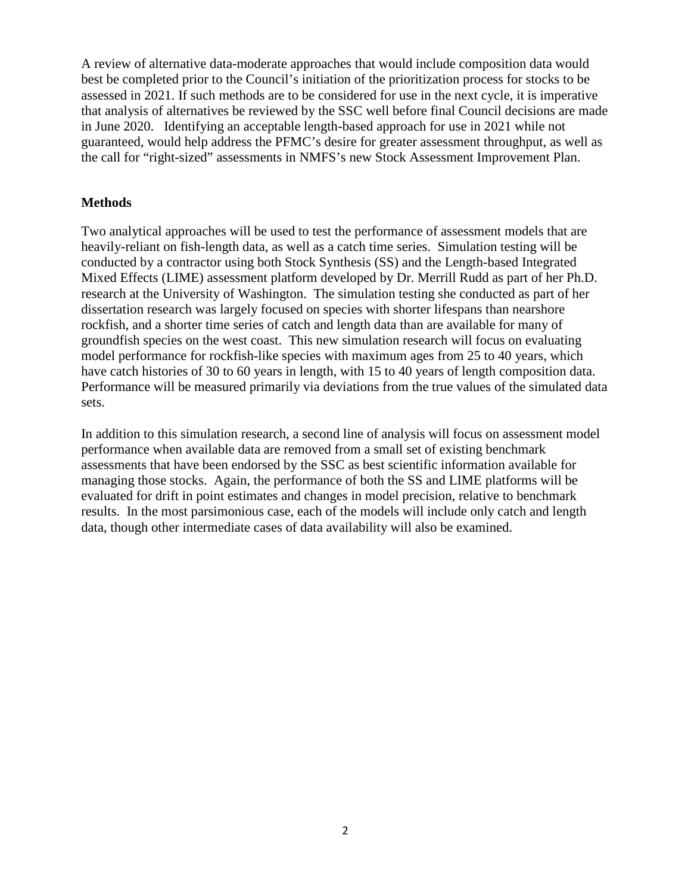A review of alternative data-moderate approaches that would include composition data would best be completed prior to the Council's initiation of the prioritization process for stocks to be assessed in 2021. If such methods are to be considered for use in the next cycle, it is imperative that analysis of alternatives be reviewed by the SSC well before final Council decisions are made in June 2020. Identifying an acceptable length-based approach for use in 2021 while not guaranteed, would help address the PFMC's desire for greater assessment throughput, as well as the call for "right-sized" assessments in NMFS's new Stock Assessment Improvement Plan.

**Methods**

Two analytical approaches will be used to test the performance of assessment models that are heavily-reliant on fish-length data, as well as a catch time series. Simulation testing will be conducted by a contractor using both Stock Synthesis (SS) and the Length-based Integrated Mixed Effects (LIME) assessment platform developed by Dr. Merrill Rudd as part of her Ph.D. research at the University of Washington. The simulation testing she conducted as part of her dissertation research was largely focused on species with shorter lifespans than nearshore rockfish, and a shorter time series of catch and length data than are available for many of groundfish species on the west coast. This new simulation research will focus on evaluating model performance for rockfish-like species with maximum ages from 25 to 40 years, which have catch histories of 30 to 60 years in length, with 15 to 40 years of length composition data. Performance will be measured primarily via deviations from the true values of the simulated data sets.

In addition to this simulation research, a second line of analysis will focus on assessment model performance when available data are removed from a small set of existing benchmark assessments that have been endorsed by the SSC as best scientific information available for managing those stocks. Again, the performance of both the SS and LIME platforms will be evaluated for drift in point estimates and changes in model precision, relative to benchmark results. In the most parsimonious case, each of the models will include only catch and length data, though other intermediate cases of data availability will also be examined.